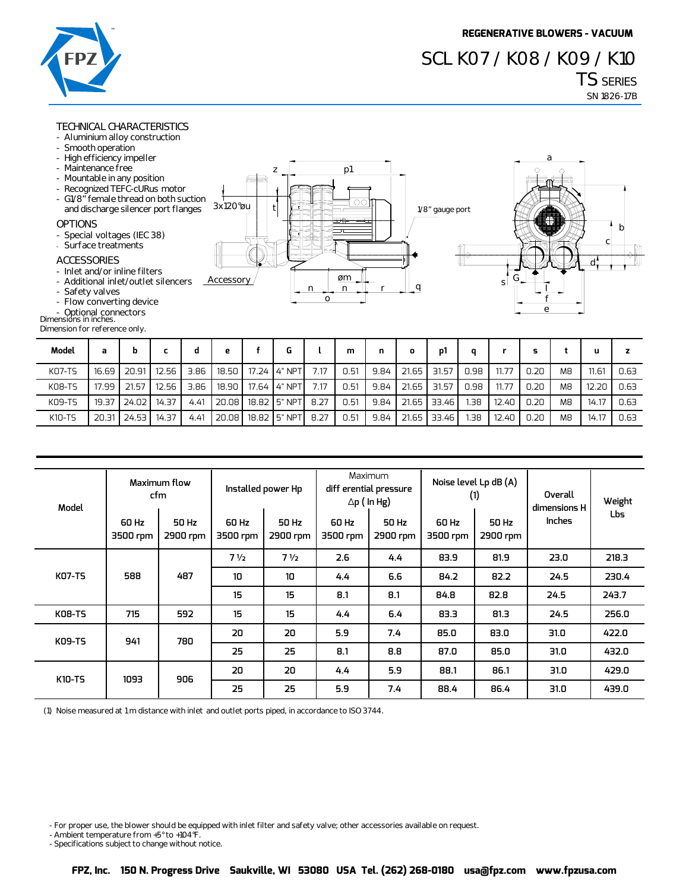# REGENERATIVE BLOWERS - VACUUM

# SCL K07 / K08 / K09 / K10

## TS SERIES

SN 1826-17B

### TECHNICAL CHARACTERISTICS

- Aluminium alloy construction
- Smooth operation
- High efficiency impeller
- Maintenance free
- Mountable in any position
- Recognized TEFC-cURus motor
- G1/8" female thread on both suction and discharge silencer port flanges

### OPTIONS

- Special voltages (IEC 38)
- Surface treatments

### ACCESSORIES

- Inlet and/or inline filters
- Additional inlet/outlet silencers
- Safety valves
- Flow converting device
- Optional connectors

Dimensions in inches.
Dimension for reference only.

| Model | a | b | c | d | e | f | G | l | m | n | o | p1 | q | r | s | t | u | z |
|---|---|---|---|---|---|---|---|---|---|---|---|---|---|---|---|---|---|---|
| K07-TS | 16.69 | 20.91 | 12.56 | 3.86 | 18.50 | 17.24 | 4" NPT | 7.17 | 0.51 | 9.84 | 21.65 | 31.57 | 0.98 | 11.77 | 0.20 | M8 | 11.61 | 0.63 |
| K08-TS | 17.99 | 21.57 | 12.56 | 3.86 | 18.90 | 17.64 | 4" NPT | 7.17 | 0.51 | 9.84 | 21.65 | 31.57 | 0.98 | 11.77 | 0.20 | M8 | 12.20 | 0.63 |
| K09-TS | 19.37 | 24.02 | 14.37 | 4.41 | 20.08 | 18.82 | 5" NPT | 8.27 | 0.51 | 9.84 | 21.65 | 33.46 | 1.38 | 12.40 | 0.20 | M8 | 14.17 | 0.63 |
| K10-TS | 20.31 | 24.53 | 14.37 | 4.41 | 20.08 | 18.82 | 5" NPT | 8.27 | 0.51 | 9.84 | 21.65 | 33.46 | 1.38 | 12.40 | 0.20 | M8 | 14.17 | 0.63 |

| Model | Maximum flow cfm | | Installed power Hp | | Maximum differential pressure Δp ( In Hg) | | Noise level Lp dB (A) (1) | | Overall dimensions H Inches | Weight Lbs |
|---|---|---|---|---|---|---|---|---|---|---|
| | 60 Hz 3500 rpm | 50 Hz 2900 rpm | 60 Hz 3500 rpm | 50 Hz 2900 rpm | 60 Hz 3500 rpm | 50 Hz 2900 rpm | 60 Hz 3500 rpm | 50 Hz 2900 rpm | | |
| K07-TS | 588 | 487 | 7 ½ | 7 ½ | 2.6 | 4.4 | 83.9 | 81.9 | 23.0 | 218.3 |
| | | | 10 | 10 | 4.4 | 6.6 | 84.2 | 82.2 | 24.5 | 230.4 |
| | | | 15 | 15 | 8.1 | 8.1 | 84.8 | 82.8 | 24.5 | 243.7 |
| K08-TS | 715 | 592 | 15 | 15 | 4.4 | 6.4 | 83.3 | 81.3 | 24.5 | 256.0 |
| K09-TS | 941 | 780 | 20 | 20 | 5.9 | 7.4 | 85.0 | 83.0 | 31.0 | 422.0 |
| | | | 25 | 25 | 8.1 | 8.8 | 87.0 | 85.0 | 31.0 | 432.0 |
| K10-TS | 1093 | 906 | 20 | 20 | 4.4 | 5.9 | 88.1 | 86.1 | 31.0 | 429.0 |
| | | | 25 | 25 | 5.9 | 7.4 | 88.4 | 86.4 | 31.0 | 439.0 |

(1) Noise measured at 1 m distance with inlet and outlet ports piped, in accordance to ISO 3744.

- For proper use, the blower should be equipped with inlet filter and safety valve; other accessories available on request.
- Ambient temperature from +5° to +104°F.
- Specifications subject to change without notice.

FPZ, Inc. 150 N. Progress Drive Saukville, WI 53080 USA Tel. (262) 268-0180 usa@fpz.com www.fpzusa.com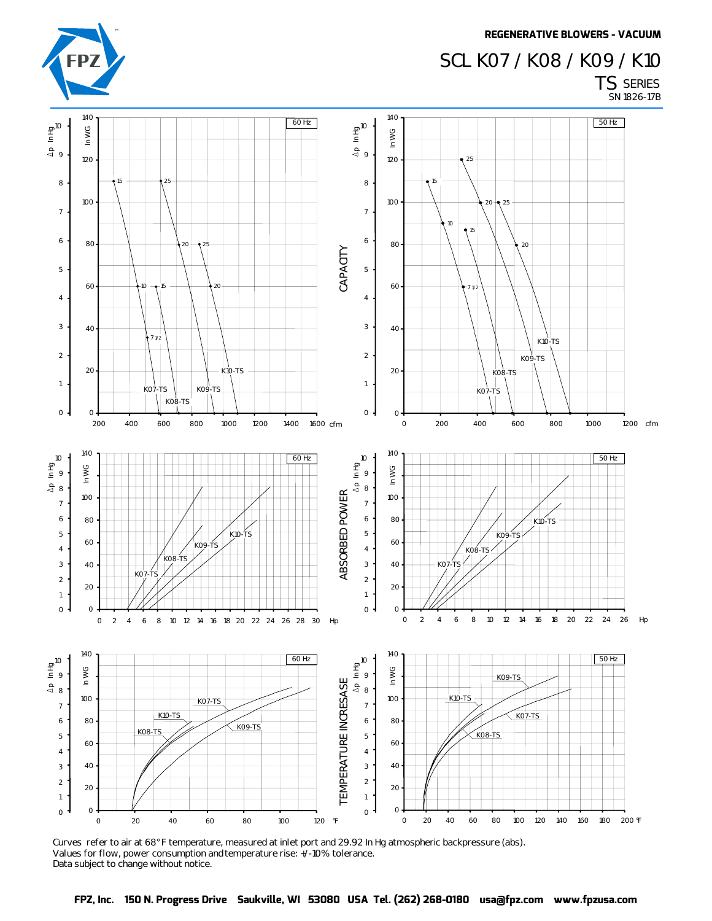# REGENERATIVE BLOWERS - VACUUM

# SCL K07 / K08 / K09 / K10

## TS SERIES

SN 1826-17B

CAPACITY

60 Hz

Δp In Hg
In WG

140
120
100
80
60
40
20
0

10
9
8
7
6
5
4
3
2
1
0

200 400 600 800 1000 1200 1400 1600 cfm

15
25
10
15
20
25
20
7 1/2
K07-TS
K08-TS
K09-TS
K10-TS

50 Hz

0 200 400 600 800 1000 1200 cfm

25
15
20
25
10
15
20
7 1/2
K07-TS
K08-TS
K09-TS
K10-TS

ABSORBED POWER

60 Hz

0 2 4 6 8 10 12 14 16 18 20 22 24 26 28 30 Hp

K07-TS
K08-TS
K09-TS
K10-TS

50 Hz

0 2 4 6 8 10 12 14 16 18 20 22 24 26 Hp

K07-TS
K08-TS
K09-TS
K10-TS

TEMPERATURE INCREASE

60 Hz

0 20 40 60 80 100 120 °F

K07-TS
K08-TS
K09-TS
K10-TS

50 Hz

0 20 40 60 80 100 120 140 160 180 200 °F

K07-TS
K08-TS
K09-TS
K10-TS

Curves refer to air at 68°F temperature, measured at inlet port and 29.92 In Hg atmospheric backpressure (abs).
Values for flow, power consumption and temperature rise: +/-10% tolerance.
Data subject to change without notice.

**FPZ, Inc. 150 N. Progress Drive Saukville, WI 53080 USA Tel. (262) 268-0180 usa@fpz.com www.fpzusa.com**